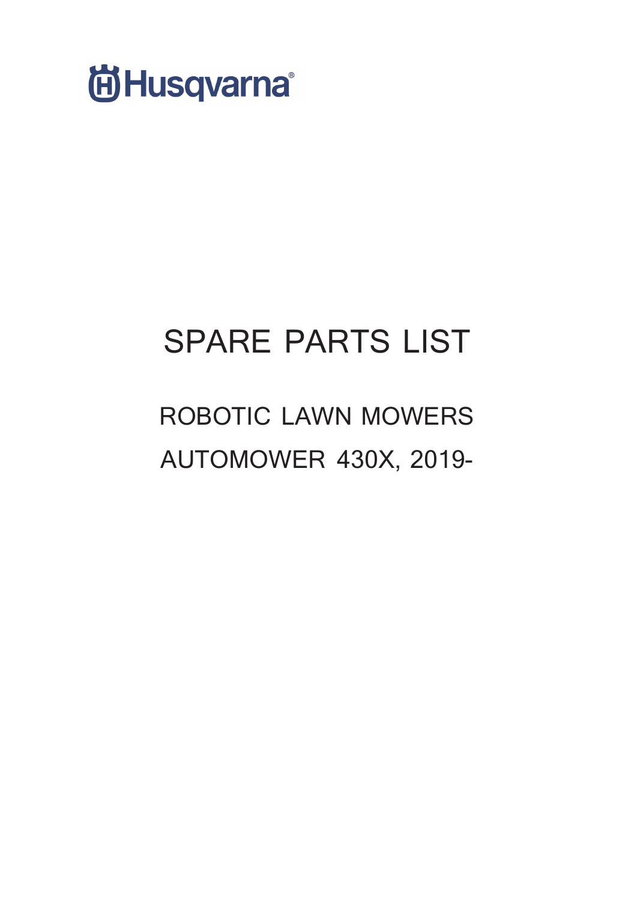Husqvarna®

# SPARE PARTS LIST

## ROBOTIC LAWN MOWERS

## AUTOMOWER 430X, 2019-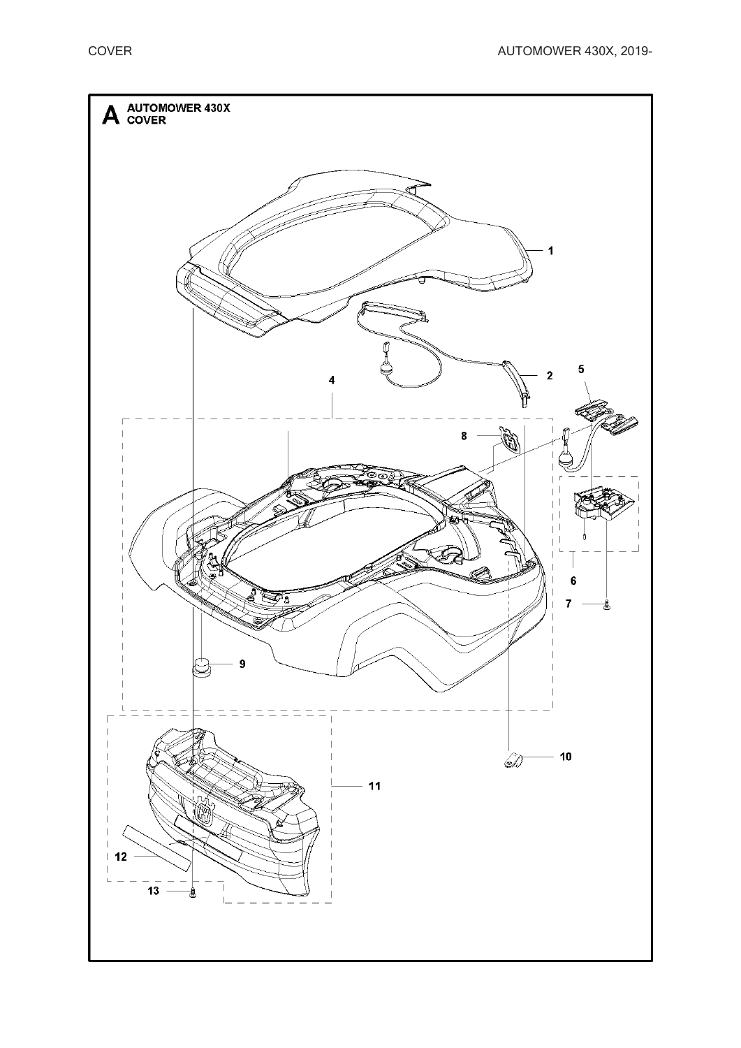# A AUTOMOWER 430X COVER

1

2

4

5

8

6

7

9

10

11

12

13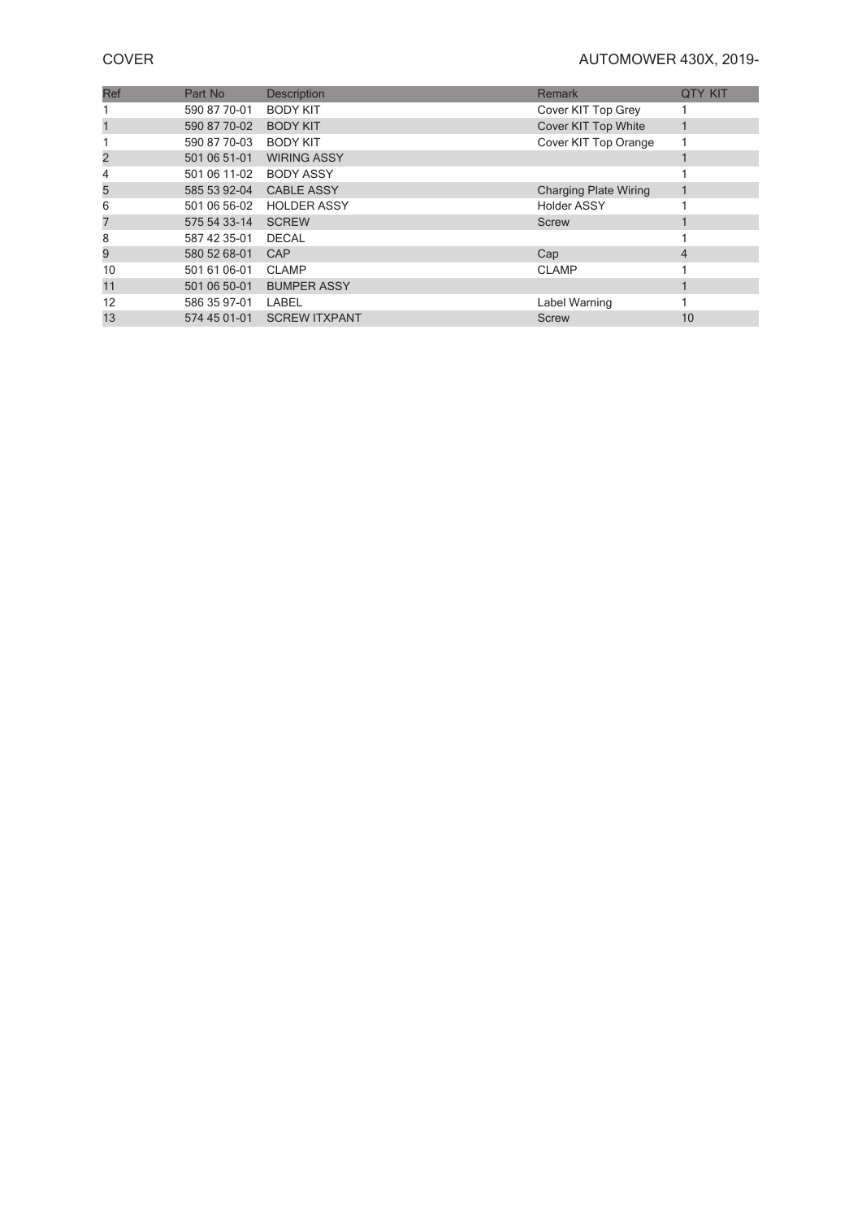COVER

AUTOMOWER 430X, 2019-

| Ref | Part No | Description | Remark | QTY KIT |
|---|---|---|---|---|
| 1 | 590 87 70-01 | BODY KIT | Cover KIT Top Grey | 1 |
| 1 | 590 87 70-02 | BODY KIT | Cover KIT Top White | 1 |
| 1 | 590 87 70-03 | BODY KIT | Cover KIT Top Orange | 1 |
| 2 | 501 06 51-01 | WIRING ASSY | | 1 |
| 4 | 501 06 11-02 | BODY ASSY | | 1 |
| 5 | 585 53 92-04 | CABLE ASSY | Charging Plate Wiring | 1 |
| 6 | 501 06 56-02 | HOLDER ASSY | Holder ASSY | 1 |
| 7 | 575 54 33-14 | SCREW | Screw | 1 |
| 8 | 587 42 35-01 | DECAL | | 1 |
| 9 | 580 52 68-01 | CAP | Cap | 4 |
| 10 | 501 61 06-01 | CLAMP | CLAMP | 1 |
| 11 | 501 06 50-01 | BUMPER ASSY | | 1 |
| 12 | 586 35 97-01 | LABEL | Label Warning | 1 |
| 13 | 574 45 01-01 | SCREW ITXPANT | Screw | 10 |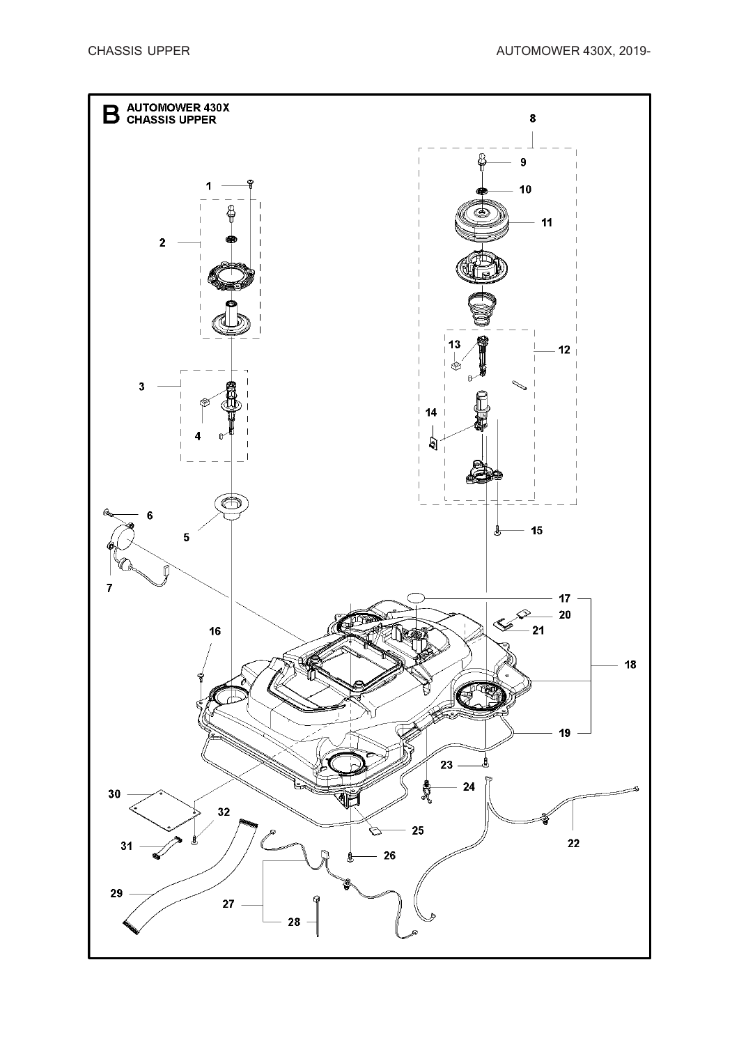# B AUTOMOWER 430X CHASSIS UPPER

1
2
3
4
5
6
7
8
9
10
11
12
13
14
15
16
17
18
19
20
21
22
23
24
25
26
27
28
29
30
31
32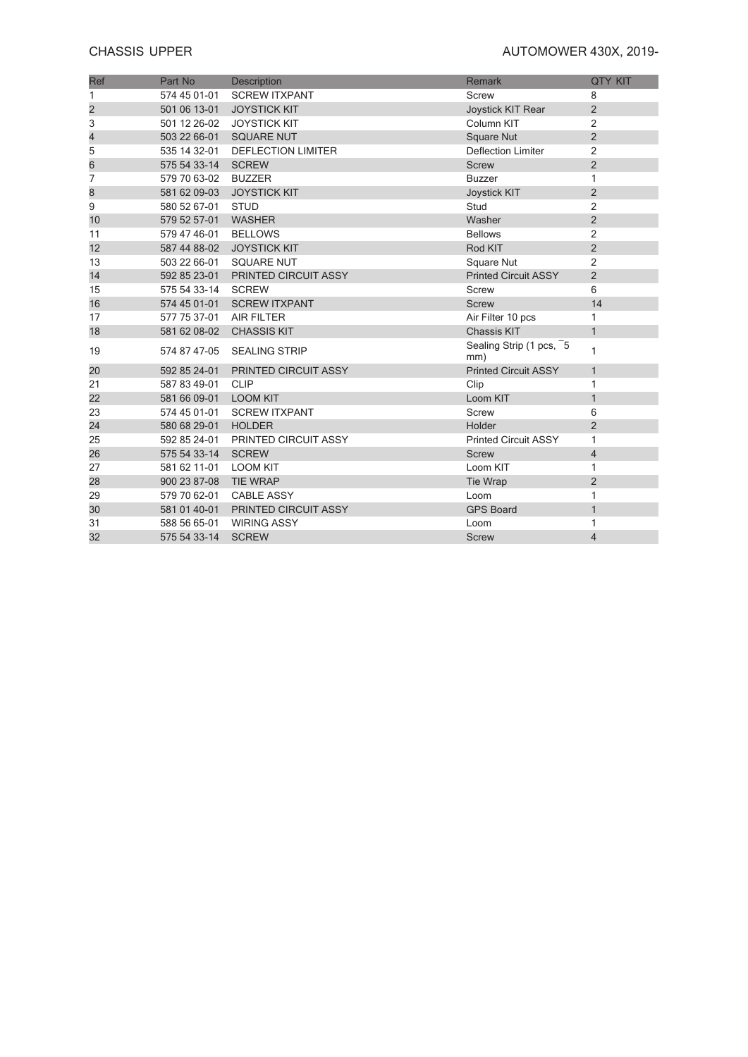# CHASSIS UPPER

## AUTOMOWER 430X, 2019-

| Ref | Part No | Description | Remark | QTY KIT |
|---|---|---|---|---|
| 1 | 574 45 01-01 | SCREW ITXPANT | Screw | 8 |
| 2 | 501 06 13-01 | JOYSTICK KIT | Joystick KIT Rear | 2 |
| 3 | 501 12 26-02 | JOYSTICK KIT | Column KIT | 2 |
| 4 | 503 22 66-01 | SQUARE NUT | Square Nut | 2 |
| 5 | 535 14 32-01 | DEFLECTION LIMITER | Deflection Limiter | 2 |
| 6 | 575 54 33-14 | SCREW | Screw | 2 |
| 7 | 579 70 63-02 | BUZZER | Buzzer | 1 |
| 8 | 581 62 09-03 | JOYSTICK KIT | Joystick KIT | 2 |
| 9 | 580 52 67-01 | STUD | Stud | 2 |
| 10 | 579 52 57-01 | WASHER | Washer | 2 |
| 11 | 579 47 46-01 | BELLOWS | Bellows | 2 |
| 12 | 587 44 88-02 | JOYSTICK KIT | Rod KIT | 2 |
| 13 | 503 22 66-01 | SQUARE NUT | Square Nut | 2 |
| 14 | 592 85 23-01 | PRINTED CIRCUIT ASSY | Printed Circuit ASSY | 2 |
| 15 | 575 54 33-14 | SCREW | Screw | 6 |
| 16 | 574 45 01-01 | SCREW ITXPANT | Screw | 14 |
| 17 | 577 75 37-01 | AIR FILTER | Air Filter 10 pcs | 1 |
| 18 | 581 62 08-02 | CHASSIS KIT | Chassis KIT | 1 |
| 19 | 574 87 47-05 | SEALING STRIP | Sealing Strip (1 pcs, ¯5 mm) | 1 |
| 20 | 592 85 24-01 | PRINTED CIRCUIT ASSY | Printed Circuit ASSY | 1 |
| 21 | 587 83 49-01 | CLIP | Clip | 1 |
| 22 | 581 66 09-01 | LOOM KIT | Loom KIT | 1 |
| 23 | 574 45 01-01 | SCREW ITXPANT | Screw | 6 |
| 24 | 580 68 29-01 | HOLDER | Holder | 2 |
| 25 | 592 85 24-01 | PRINTED CIRCUIT ASSY | Printed Circuit ASSY | 1 |
| 26 | 575 54 33-14 | SCREW | Screw | 4 |
| 27 | 581 62 11-01 | LOOM KIT | Loom KIT | 1 |
| 28 | 900 23 87-08 | TIE WRAP | Tie Wrap | 2 |
| 29 | 579 70 62-01 | CABLE ASSY | Loom | 1 |
| 30 | 581 01 40-01 | PRINTED CIRCUIT ASSY | GPS Board | 1 |
| 31 | 588 56 65-01 | WIRING ASSY | Loom | 1 |
| 32 | 575 54 33-14 | SCREW | Screw | 4 |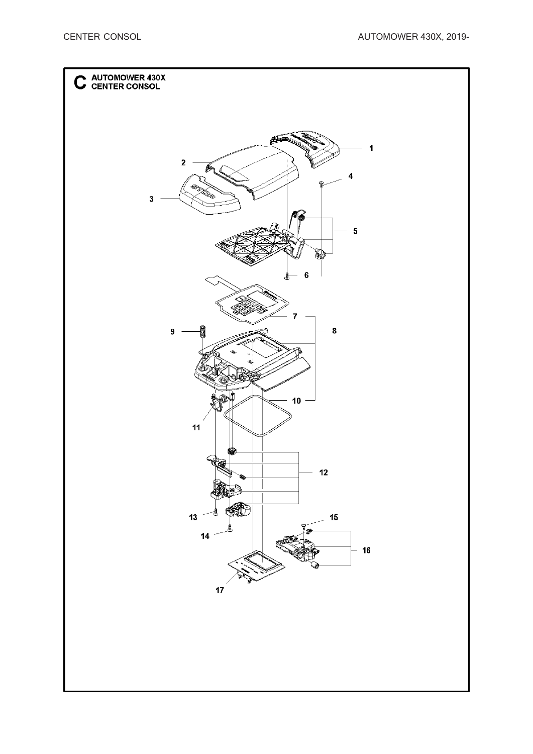# C AUTOMOWER 430X CENTER CONSOL

1
2
3
4
5
6
7
8
9
10
11
12
13
14
15
16
17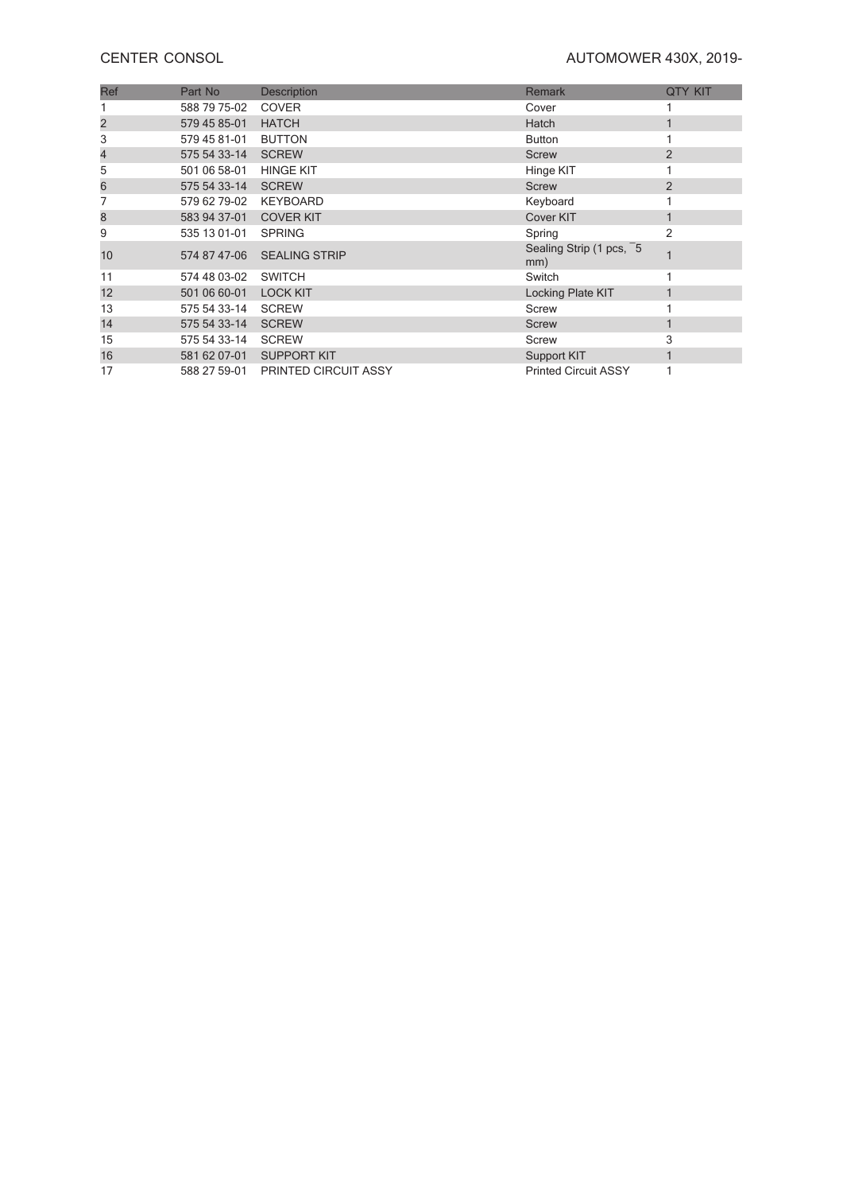# CENTER CONSOL

| Ref | Part No | Description | Remark | QTY KIT |
|---|---|---|---|---|
| 1 | 588 79 75-02 | COVER | Cover | 1 |
| 2 | 579 45 85-01 | HATCH | Hatch | 1 |
| 3 | 579 45 81-01 | BUTTON | Button | 1 |
| 4 | 575 54 33-14 | SCREW | Screw | 2 |
| 5 | 501 06 58-01 | HINGE KIT | Hinge KIT | 1 |
| 6 | 575 54 33-14 | SCREW | Screw | 2 |
| 7 | 579 62 79-02 | KEYBOARD | Keyboard | 1 |
| 8 | 583 94 37-01 | COVER KIT | Cover KIT | 1 |
| 9 | 535 13 01-01 | SPRING | Spring | 2 |
| 10 | 574 87 47-06 | SEALING STRIP | Sealing Strip (1 pcs, ‾5 mm) | 1 |
| 11 | 574 48 03-02 | SWITCH | Switch | 1 |
| 12 | 501 06 60-01 | LOCK KIT | Locking Plate KIT | 1 |
| 13 | 575 54 33-14 | SCREW | Screw | 1 |
| 14 | 575 54 33-14 | SCREW | Screw | 1 |
| 15 | 575 54 33-14 | SCREW | Screw | 3 |
| 16 | 581 62 07-01 | SUPPORT KIT | Support KIT | 1 |
| 17 | 588 27 59-01 | PRINTED CIRCUIT ASSY | Printed Circuit ASSY | 1 |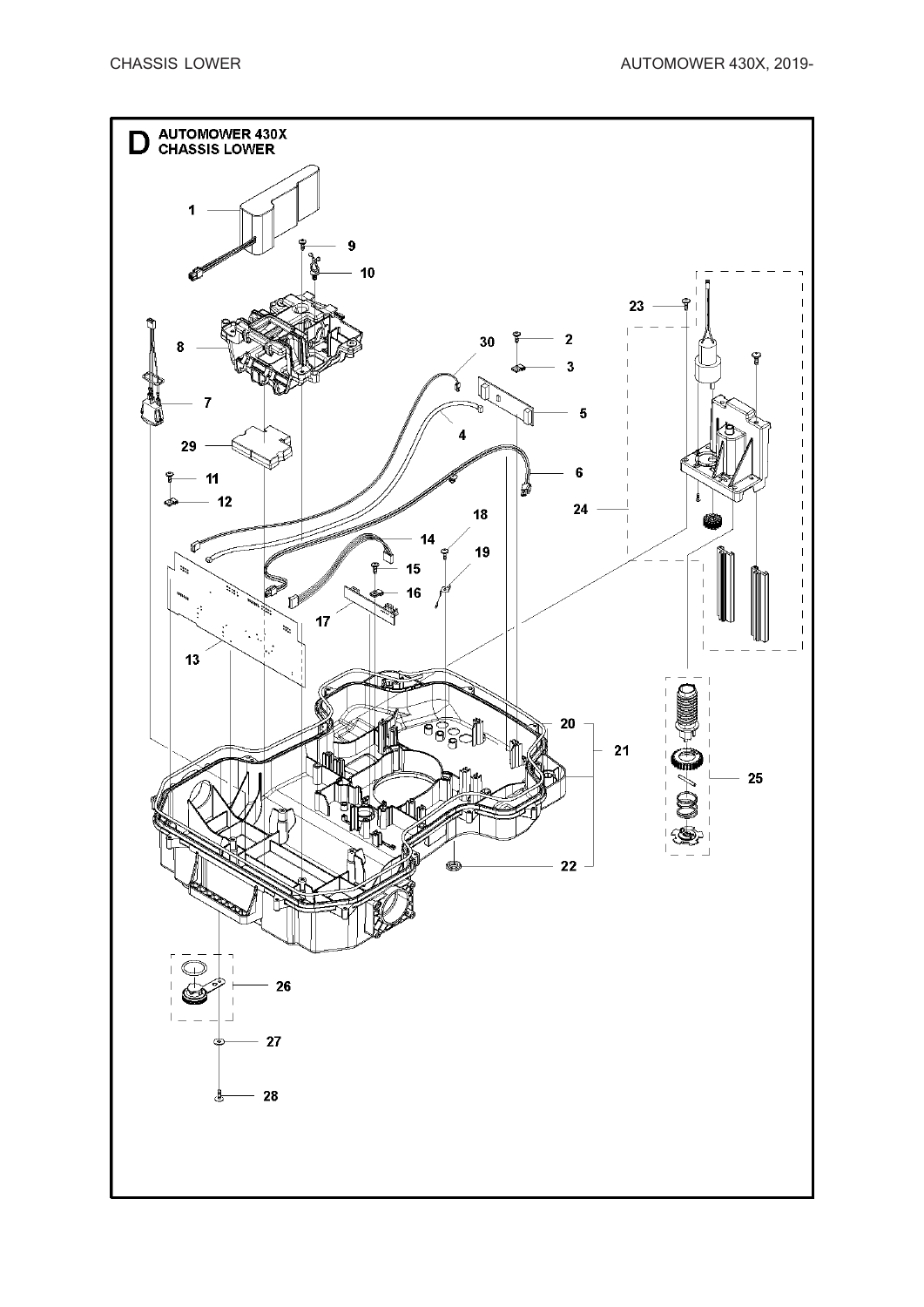# D AUTOMOWER 430X CHASSIS LOWER

1
9
10
23
8
30
2
3
7
5
4
29
6
11
12
24
18
14
19
15
16
17
13
20
21
25
22
26
27
28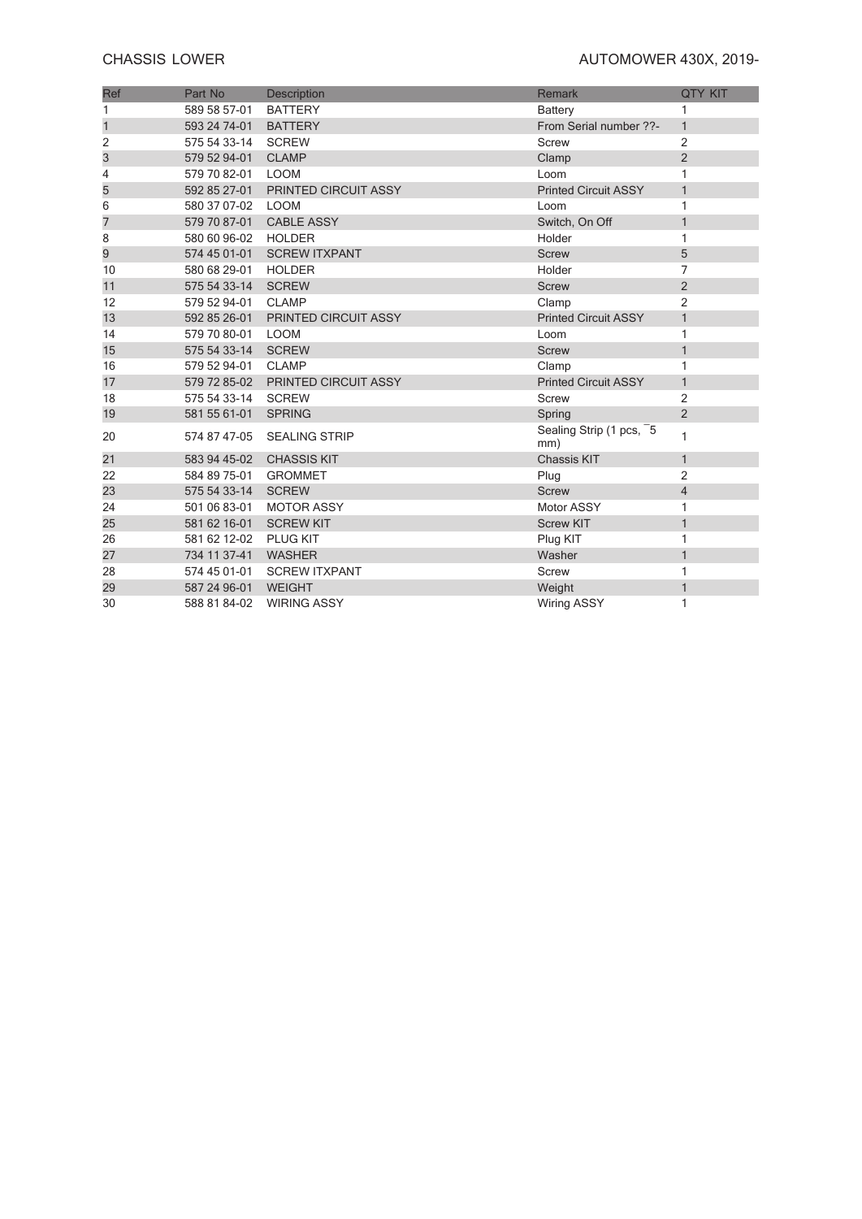# CHASSIS LOWER

## AUTOMOWER 430X, 2019-

| Ref | Part No | Description | Remark | QTY KIT |
|---|---|---|---|---|
| 1 | 589 58 57-01 | BATTERY | Battery | 1 |
| 1 | 593 24 74-01 | BATTERY | From Serial number ??- | 1 |
| 2 | 575 54 33-14 | SCREW | Screw | 2 |
| 3 | 579 52 94-01 | CLAMP | Clamp | 2 |
| 4 | 579 70 82-01 | LOOM | Loom | 1 |
| 5 | 592 85 27-01 | PRINTED CIRCUIT ASSY | Printed Circuit ASSY | 1 |
| 6 | 580 37 07-02 | LOOM | Loom | 1 |
| 7 | 579 70 87-01 | CABLE ASSY | Switch, On Off | 1 |
| 8 | 580 60 96-02 | HOLDER | Holder | 1 |
| 9 | 574 45 01-01 | SCREW ITXPANT | Screw | 5 |
| 10 | 580 68 29-01 | HOLDER | Holder | 7 |
| 11 | 575 54 33-14 | SCREW | Screw | 2 |
| 12 | 579 52 94-01 | CLAMP | Clamp | 2 |
| 13 | 592 85 26-01 | PRINTED CIRCUIT ASSY | Printed Circuit ASSY | 1 |
| 14 | 579 70 80-01 | LOOM | Loom | 1 |
| 15 | 575 54 33-14 | SCREW | Screw | 1 |
| 16 | 579 52 94-01 | CLAMP | Clamp | 1 |
| 17 | 579 72 85-02 | PRINTED CIRCUIT ASSY | Printed Circuit ASSY | 1 |
| 18 | 575 54 33-14 | SCREW | Screw | 2 |
| 19 | 581 55 61-01 | SPRING | Spring | 2 |
| 20 | 574 87 47-05 | SEALING STRIP | Sealing Strip (1 pcs, ¯5 mm) | 1 |
| 21 | 583 94 45-02 | CHASSIS KIT | Chassis KIT | 1 |
| 22 | 584 89 75-01 | GROMMET | Plug | 2 |
| 23 | 575 54 33-14 | SCREW | Screw | 4 |
| 24 | 501 06 83-01 | MOTOR ASSY | Motor ASSY | 1 |
| 25 | 581 62 16-01 | SCREW KIT | Screw KIT | 1 |
| 26 | 581 62 12-02 | PLUG KIT | Plug KIT | 1 |
| 27 | 734 11 37-41 | WASHER | Washer | 1 |
| 28 | 574 45 01-01 | SCREW ITXPANT | Screw | 1 |
| 29 | 587 24 96-01 | WEIGHT | Weight | 1 |
| 30 | 588 81 84-02 | WIRING ASSY | Wiring ASSY | 1 |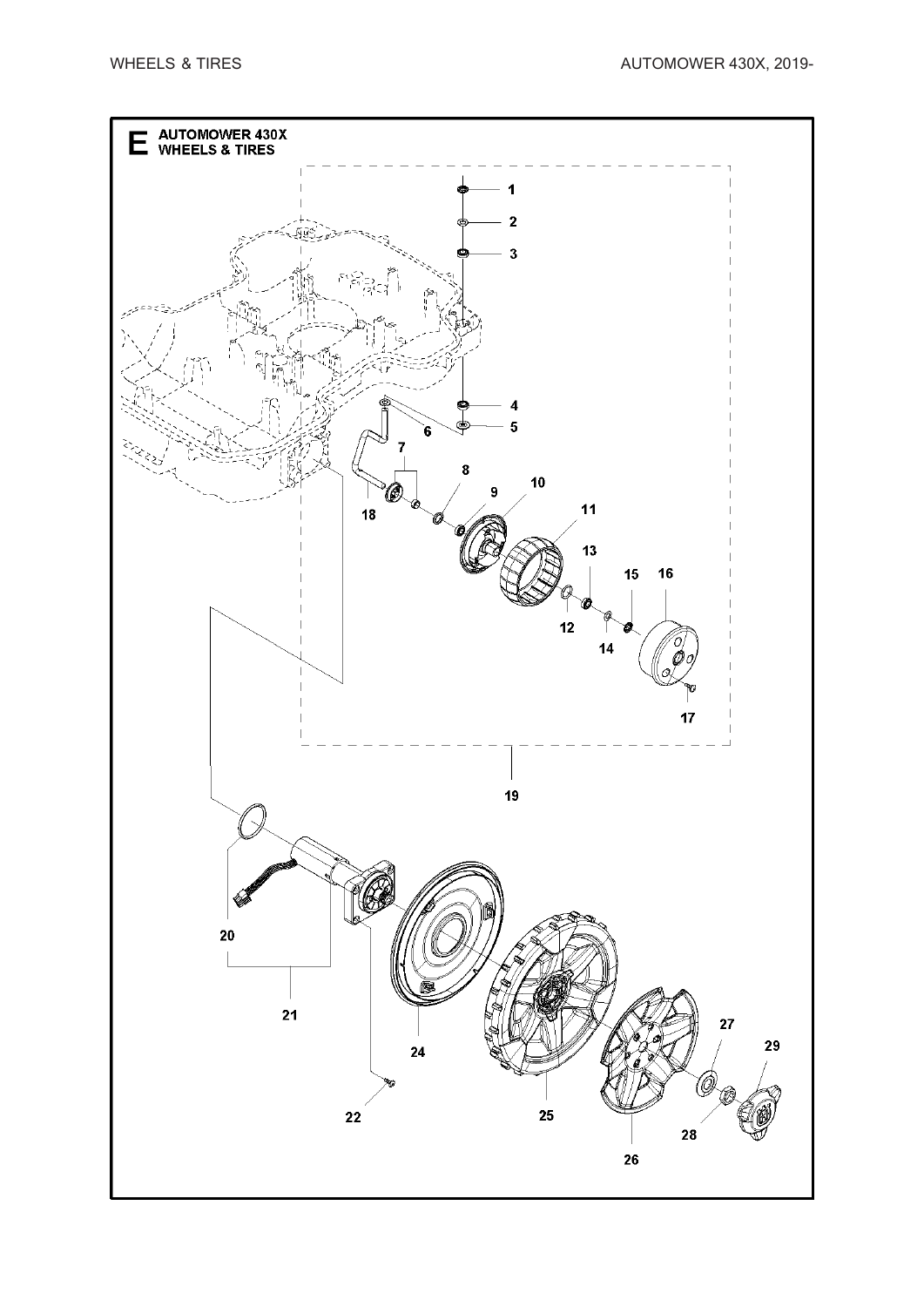# E AUTOMOWER 430X WHEELS & TIRES

1
2
3
4
5
6
7
8
9
10
11
12
13
14
15
16
17
18
19
20
21
22
24
25
26
27
28
29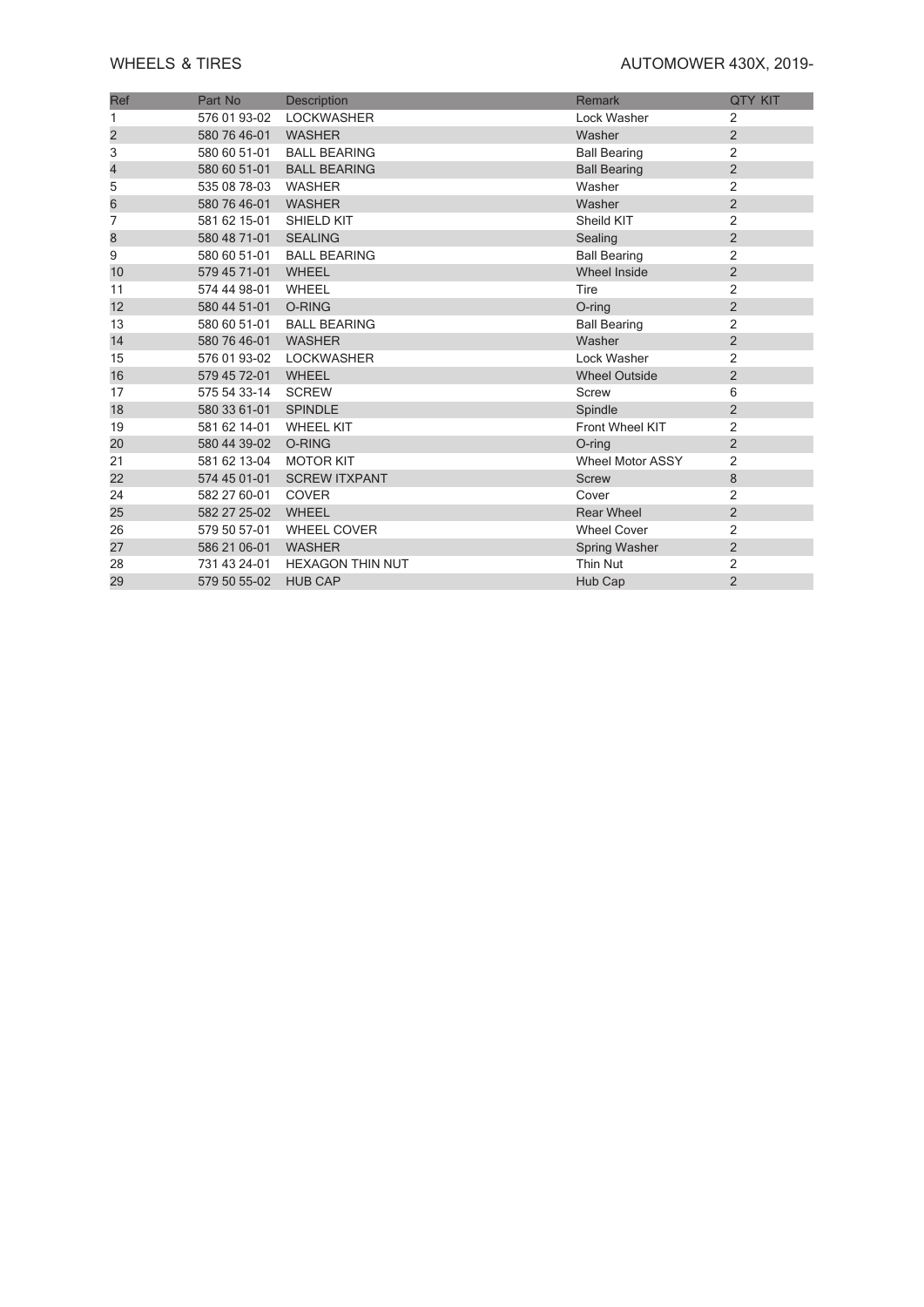# WHEELS & TIRES

## AUTOMOWER 430X, 2019-

| Ref | Part No | Description | Remark | QTY KIT |
|---|---|---|---|---|
| 1 | 576 01 93-02 | LOCKWASHER | Lock Washer | 2 |
| 2 | 580 76 46-01 | WASHER | Washer | 2 |
| 3 | 580 60 51-01 | BALL BEARING | Ball Bearing | 2 |
| 4 | 580 60 51-01 | BALL BEARING | Ball Bearing | 2 |
| 5 | 535 08 78-03 | WASHER | Washer | 2 |
| 6 | 580 76 46-01 | WASHER | Washer | 2 |
| 7 | 581 62 15-01 | SHIELD KIT | Sheild KIT | 2 |
| 8 | 580 48 71-01 | SEALING | Sealing | 2 |
| 9 | 580 60 51-01 | BALL BEARING | Ball Bearing | 2 |
| 10 | 579 45 71-01 | WHEEL | Wheel Inside | 2 |
| 11 | 574 44 98-01 | WHEEL | Tire | 2 |
| 12 | 580 44 51-01 | O-RING | O-ring | 2 |
| 13 | 580 60 51-01 | BALL BEARING | Ball Bearing | 2 |
| 14 | 580 76 46-01 | WASHER | Washer | 2 |
| 15 | 576 01 93-02 | LOCKWASHER | Lock Washer | 2 |
| 16 | 579 45 72-01 | WHEEL | Wheel Outside | 2 |
| 17 | 575 54 33-14 | SCREW | Screw | 6 |
| 18 | 580 33 61-01 | SPINDLE | Spindle | 2 |
| 19 | 581 62 14-01 | WHEEL KIT | Front Wheel KIT | 2 |
| 20 | 580 44 39-02 | O-RING | O-ring | 2 |
| 21 | 581 62 13-04 | MOTOR KIT | Wheel Motor ASSY | 2 |
| 22 | 574 45 01-01 | SCREW ITXPANT | Screw | 8 |
| 24 | 582 27 60-01 | COVER | Cover | 2 |
| 25 | 582 27 25-02 | WHEEL | Rear Wheel | 2 |
| 26 | 579 50 57-01 | WHEEL COVER | Wheel Cover | 2 |
| 27 | 586 21 06-01 | WASHER | Spring Washer | 2 |
| 28 | 731 43 24-01 | HEXAGON THIN NUT | Thin Nut | 2 |
| 29 | 579 50 55-02 | HUB CAP | Hub Cap | 2 |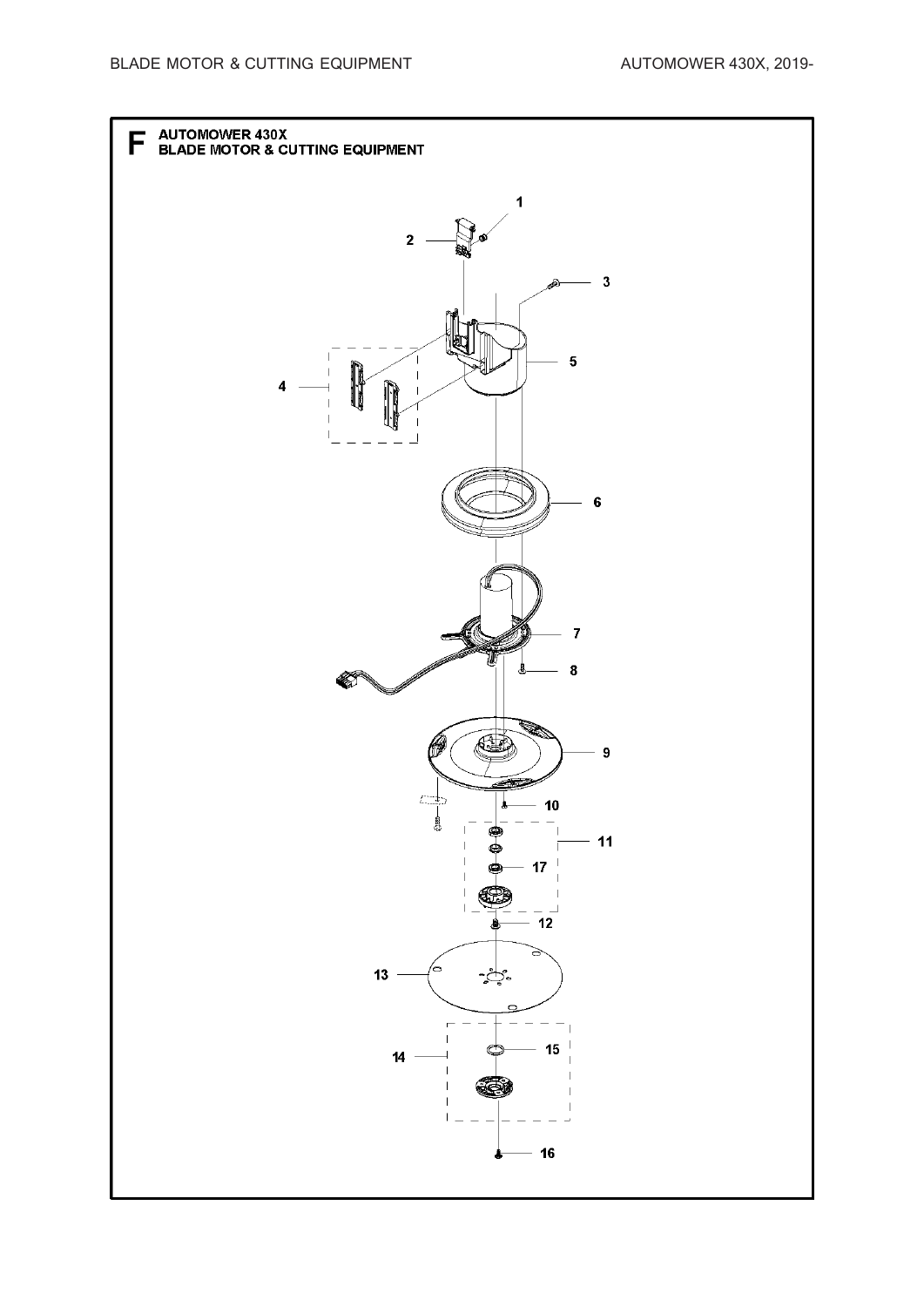# F AUTOMOWER 430X BLADE MOTOR & CUTTING EQUIPMENT

1
2
3
5
4
6
7
8
9
10
11
17
12
13
15
14
16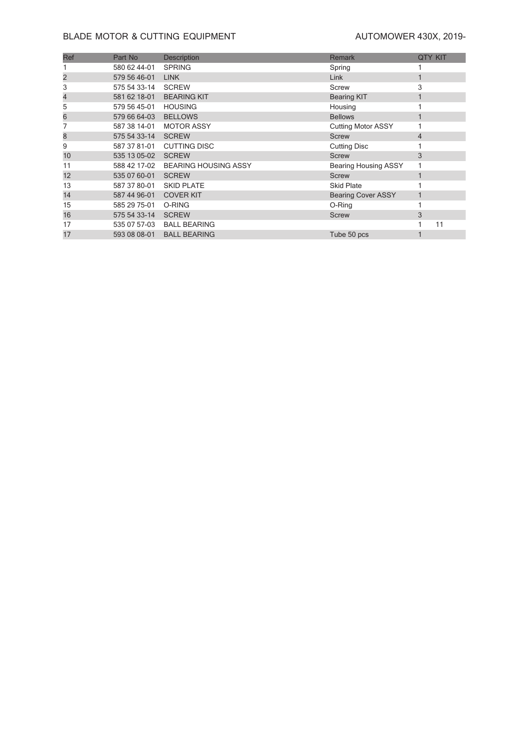BLADE MOTOR & CUTTING EQUIPMENT

AUTOMOWER 430X, 2019-

| Ref | Part No | Description | Remark | QTY | KIT |
|---|---|---|---|---|---|
| 1 | 580 62 44-01 | SPRING | Spring | 1 | |
| 2 | 579 56 46-01 | LINK | Link | 1 | |
| 3 | 575 54 33-14 | SCREW | Screw | 3 | |
| 4 | 581 62 18-01 | BEARING KIT | Bearing KIT | 1 | |
| 5 | 579 56 45-01 | HOUSING | Housing | 1 | |
| 6 | 579 66 64-03 | BELLOWS | Bellows | 1 | |
| 7 | 587 38 14-01 | MOTOR ASSY | Cutting Motor ASSY | 1 | |
| 8 | 575 54 33-14 | SCREW | Screw | 4 | |
| 9 | 587 37 81-01 | CUTTING DISC | Cutting Disc | 1 | |
| 10 | 535 13 05-02 | SCREW | Screw | 3 | |
| 11 | 588 42 17-02 | BEARING HOUSING ASSY | Bearing Housing ASSY | 1 | |
| 12 | 535 07 60-01 | SCREW | Screw | 1 | |
| 13 | 587 37 80-01 | SKID PLATE | Skid Plate | 1 | |
| 14 | 587 44 96-01 | COVER KIT | Bearing Cover ASSY | 1 | |
| 15 | 585 29 75-01 | O-RING | O-Ring | 1 | |
| 16 | 575 54 33-14 | SCREW | Screw | 3 | |
| 17 | 535 07 57-03 | BALL BEARING | | 1 | 11 |
| 17 | 593 08 08-01 | BALL BEARING | Tube 50 pcs | 1 | |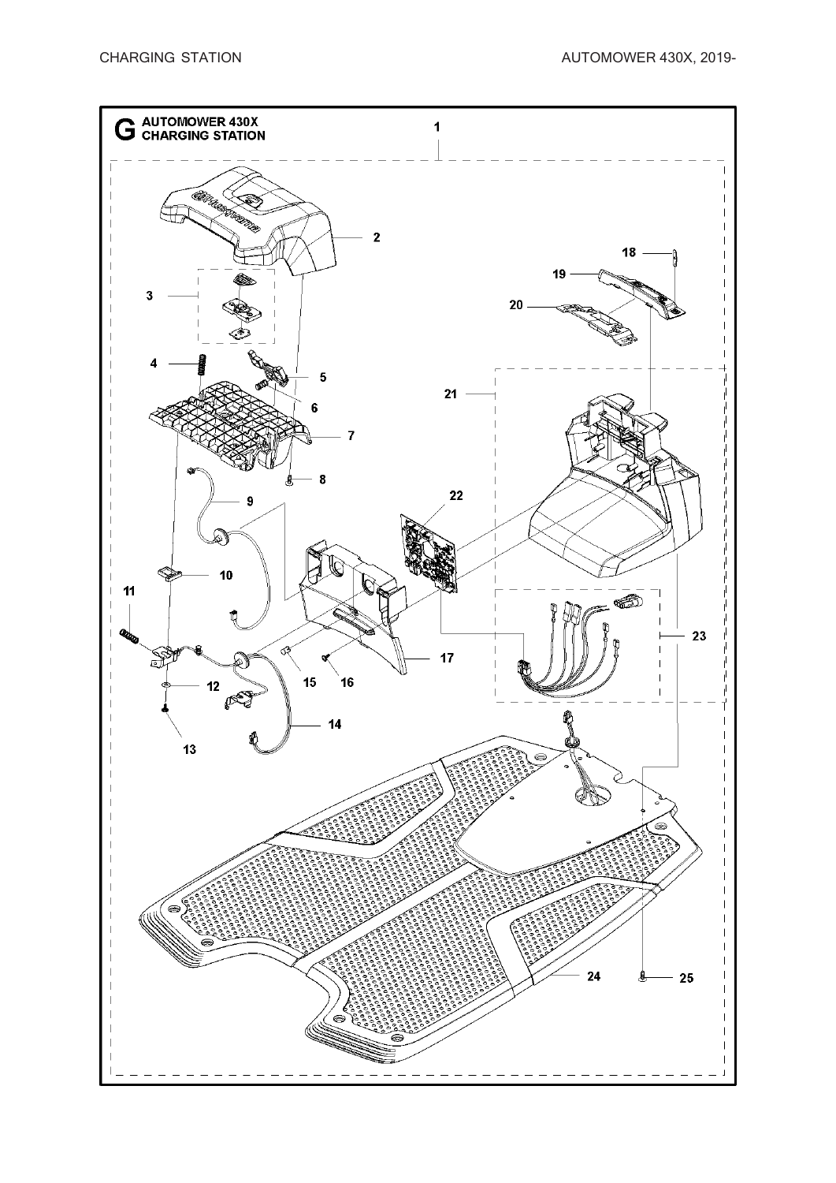# G AUTOMOWER 430X CHARGING STATION

1

2

3

4

5

6

7

8

9

10

11

12

13

14

15

16

17

18

19

20

21

22

23

24

25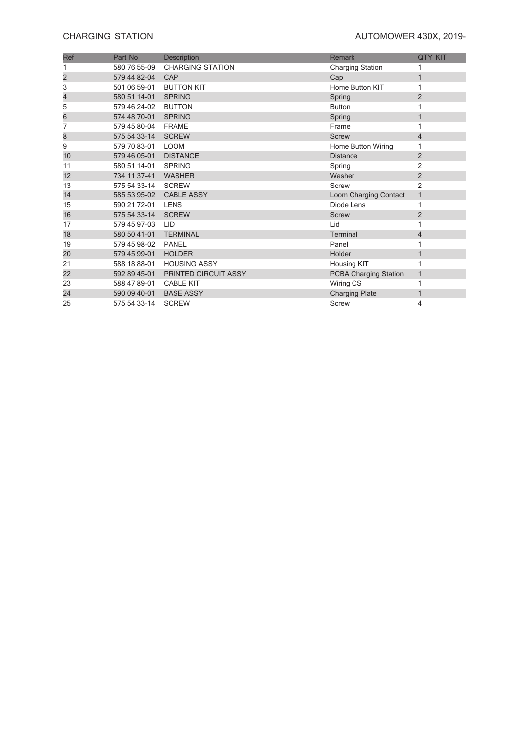# CHARGING STATION

## AUTOMOWER 430X, 2019-

| Ref | Part No | Description | Remark | QTY KIT |
|---|---|---|---|---|
| 1 | 580 76 55-09 | CHARGING STATION | Charging Station | 1 |
| 2 | 579 44 82-04 | CAP | Cap | 1 |
| 3 | 501 06 59-01 | BUTTON KIT | Home Button KIT | 1 |
| 4 | 580 51 14-01 | SPRING | Spring | 2 |
| 5 | 579 46 24-02 | BUTTON | Button | 1 |
| 6 | 574 48 70-01 | SPRING | Spring | 1 |
| 7 | 579 45 80-04 | FRAME | Frame | 1 |
| 8 | 575 54 33-14 | SCREW | Screw | 4 |
| 9 | 579 70 83-01 | LOOM | Home Button Wiring | 1 |
| 10 | 579 46 05-01 | DISTANCE | Distance | 2 |
| 11 | 580 51 14-01 | SPRING | Spring | 2 |
| 12 | 734 11 37-41 | WASHER | Washer | 2 |
| 13 | 575 54 33-14 | SCREW | Screw | 2 |
| 14 | 585 53 95-02 | CABLE ASSY | Loom Charging Contact | 1 |
| 15 | 590 21 72-01 | LENS | Diode Lens | 1 |
| 16 | 575 54 33-14 | SCREW | Screw | 2 |
| 17 | 579 45 97-03 | LID | Lid | 1 |
| 18 | 580 50 41-01 | TERMINAL | Terminal | 4 |
| 19 | 579 45 98-02 | PANEL | Panel | 1 |
| 20 | 579 45 99-01 | HOLDER | Holder | 1 |
| 21 | 588 18 88-01 | HOUSING ASSY | Housing KIT | 1 |
| 22 | 592 89 45-01 | PRINTED CIRCUIT ASSY | PCBA Charging Station | 1 |
| 23 | 588 47 89-01 | CABLE KIT | Wiring CS | 1 |
| 24 | 590 09 40-01 | BASE ASSY | Charging Plate | 1 |
| 25 | 575 54 33-14 | SCREW | Screw | 4 |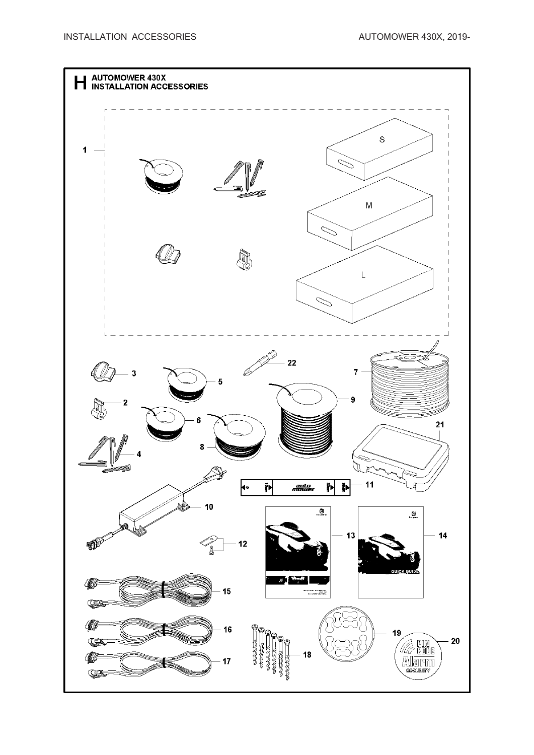# H AUTOMOWER 430X INSTALLATION ACCESSORIES

1

S

M

L

3

5

22

7

2

9

6

21

8

4

11

10

12

13

14

15

16

19

20

18

17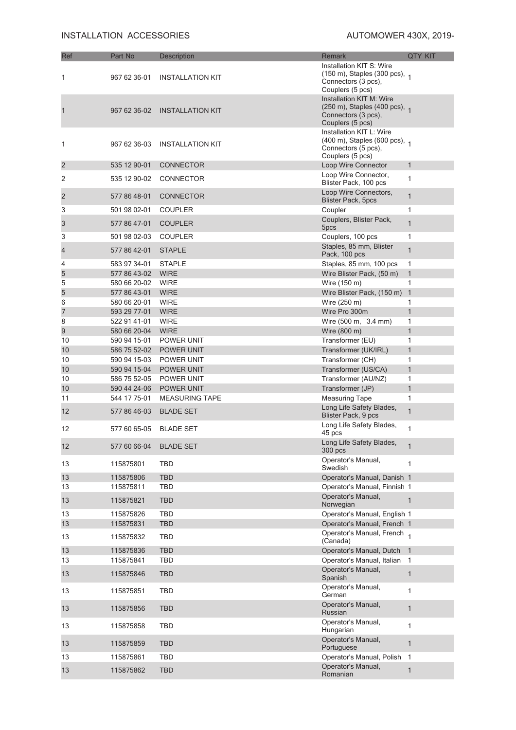INSTALLATION ACCESSORIES

AUTOMOWER 430X, 2019-

| Ref | Part No | Description | Remark | QTY KIT |
|---|---|---|---|---|
| 1 | 967 62 36-01 | INSTALLATION KIT | Installation KIT S: Wire (150 m), Staples (300 pcs), Connectors (3 pcs), Couplers (5 pcs) | 1 |
| 1 | 967 62 36-02 | INSTALLATION KIT | Installation KIT M: Wire (250 m), Staples (400 pcs), Connectors (3 pcs), Couplers (5 pcs) | 1 |
| 1 | 967 62 36-03 | INSTALLATION KIT | Installation KIT L: Wire (400 m), Staples (600 pcs), Connectors (5 pcs), Couplers (5 pcs) | 1 |
| 2 | 535 12 90-01 | CONNECTOR | Loop Wire Connector | 1 |
| 2 | 535 12 90-02 | CONNECTOR | Loop Wire Connector, Blister Pack, 100 pcs | 1 |
| 2 | 577 86 48-01 | CONNECTOR | Loop Wire Connectors, Blister Pack, 5pcs | 1 |
| 3 | 501 98 02-01 | COUPLER | Coupler | 1 |
| 3 | 577 86 47-01 | COUPLER | Couplers, Blister Pack, 5pcs | 1 |
| 3 | 501 98 02-03 | COUPLER | Couplers, 100 pcs | 1 |
| 4 | 577 86 42-01 | STAPLE | Staples, 85 mm, Blister Pack, 100 pcs | 1 |
| 4 | 583 97 34-01 | STAPLE | Staples, 85 mm, 100 pcs | 1 |
| 5 | 577 86 43-02 | WIRE | Wire Blister Pack, (50 m) | 1 |
| 5 | 580 66 20-02 | WIRE | Wire (150 m) | 1 |
| 5 | 577 86 43-01 | WIRE | Wire Blister Pack, (150 m) | 1 |
| 6 | 580 66 20-01 | WIRE | Wire (250 m) | 1 |
| 7 | 593 29 77-01 | WIRE | Wire Pro 300m | 1 |
| 8 | 522 91 41-01 | WIRE | Wire (500 m, ¯3.4 mm) | 1 |
| 9 | 580 66 20-04 | WIRE | Wire (800 m) | 1 |
| 10 | 590 94 15-01 | POWER UNIT | Transformer (EU) | 1 |
| 10 | 586 75 52-02 | POWER UNIT | Transformer (UK/IRL) | 1 |
| 10 | 590 94 15-03 | POWER UNIT | Transformer (CH) | 1 |
| 10 | 590 94 15-04 | POWER UNIT | Transformer (US/CA) | 1 |
| 10 | 586 75 52-05 | POWER UNIT | Transformer (AU/NZ) | 1 |
| 10 | 590 44 24-06 | POWER UNIT | Transformer (JP) | 1 |
| 11 | 544 17 75-01 | MEASURING TAPE | Measuring Tape | 1 |
| 12 | 577 86 46-03 | BLADE SET | Long Life Safety Blades, Blister Pack, 9 pcs | 1 |
| 12 | 577 60 65-05 | BLADE SET | Long Life Safety Blades, 45 pcs | 1 |
| 12 | 577 60 66-04 | BLADE SET | Long Life Safety Blades, 300 pcs | 1 |
| 13 | 115875801 | TBD | Operator's Manual, Swedish | 1 |
| 13 | 115875806 | TBD | Operator's Manual, Danish | 1 |
| 13 | 115875811 | TBD | Operator's Manual, Finnish | 1 |
| 13 | 115875821 | TBD | Operator's Manual, Norwegian | 1 |
| 13 | 115875826 | TBD | Operator's Manual, English | 1 |
| 13 | 115875831 | TBD | Operator's Manual, French | 1 |
| 13 | 115875832 | TBD | Operator's Manual, French (Canada) | 1 |
| 13 | 115875836 | TBD | Operator's Manual, Dutch | 1 |
| 13 | 115875841 | TBD | Operator's Manual, Italian | 1 |
| 13 | 115875846 | TBD | Operator's Manual, Spanish | 1 |
| 13 | 115875851 | TBD | Operator's Manual, German | 1 |
| 13 | 115875856 | TBD | Operator's Manual, Russian | 1 |
| 13 | 115875858 | TBD | Operator's Manual, Hungarian | 1 |
| 13 | 115875859 | TBD | Operator's Manual, Portuguese | 1 |
| 13 | 115875861 | TBD | Operator's Manual, Polish | 1 |
| 13 | 115875862 | TBD | Operator's Manual, Romanian | 1 |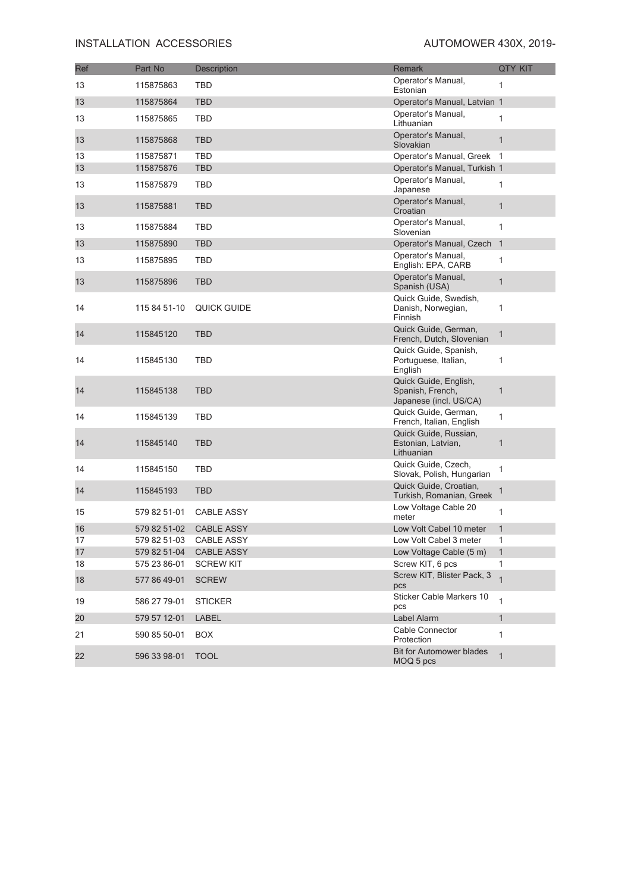| Ref | Part No | Description | Remark | QTY KIT |
|---|---|---|---|---|
| 13 | 115875863 | TBD | Operator's Manual, Estonian | 1 |
| 13 | 115875864 | TBD | Operator's Manual, Latvian | 1 |
| 13 | 115875865 | TBD | Operator's Manual, Lithuanian | 1 |
| 13 | 115875868 | TBD | Operator's Manual, Slovakian | 1 |
| 13 | 115875871 | TBD | Operator's Manual, Greek | 1 |
| 13 | 115875876 | TBD | Operator's Manual, Turkish | 1 |
| 13 | 115875879 | TBD | Operator's Manual, Japanese | 1 |
| 13 | 115875881 | TBD | Operator's Manual, Croatian | 1 |
| 13 | 115875884 | TBD | Operator's Manual, Slovenian | 1 |
| 13 | 115875890 | TBD | Operator's Manual, Czech | 1 |
| 13 | 115875895 | TBD | Operator's Manual, English: EPA, CARB | 1 |
| 13 | 115875896 | TBD | Operator's Manual, Spanish (USA) | 1 |
| 14 | 115 84 51-10 | QUICK GUIDE | Quick Guide, Swedish, Danish, Norwegian, Finnish | 1 |
| 14 | 115845120 | TBD | Quick Guide, German, French, Dutch, Slovenian | 1 |
| 14 | 115845130 | TBD | Quick Guide, Spanish, Portuguese, Italian, English | 1 |
| 14 | 115845138 | TBD | Quick Guide, English, Spanish, French, Japanese (incl. US/CA) | 1 |
| 14 | 115845139 | TBD | Quick Guide, German, French, Italian, English | 1 |
| 14 | 115845140 | TBD | Quick Guide, Russian, Estonian, Latvian, Lithuanian | 1 |
| 14 | 115845150 | TBD | Quick Guide, Czech, Slovak, Polish, Hungarian | 1 |
| 14 | 115845193 | TBD | Quick Guide, Croatian, Turkish, Romanian, Greek | 1 |
| 15 | 579 82 51-01 | CABLE ASSY | Low Voltage Cable 20 meter | 1 |
| 16 | 579 82 51-02 | CABLE ASSY | Low Volt Cabel 10 meter | 1 |
| 17 | 579 82 51-03 | CABLE ASSY | Low Volt Cabel 3 meter | 1 |
| 17 | 579 82 51-04 | CABLE ASSY | Low Voltage Cable (5 m) | 1 |
| 18 | 575 23 86-01 | SCREW KIT | Screw KIT, 6 pcs | 1 |
| 18 | 577 86 49-01 | SCREW | Screw KIT, Blister Pack, 3 pcs | 1 |
| 19 | 586 27 79-01 | STICKER | Sticker Cable Markers 10 pcs | 1 |
| 20 | 579 57 12-01 | LABEL | Label Alarm | 1 |
| 21 | 590 85 50-01 | BOX | Cable Connector Protection | 1 |
| 22 | 596 33 98-01 | TOOL | Bit for Automower blades MOQ 5 pcs | 1 |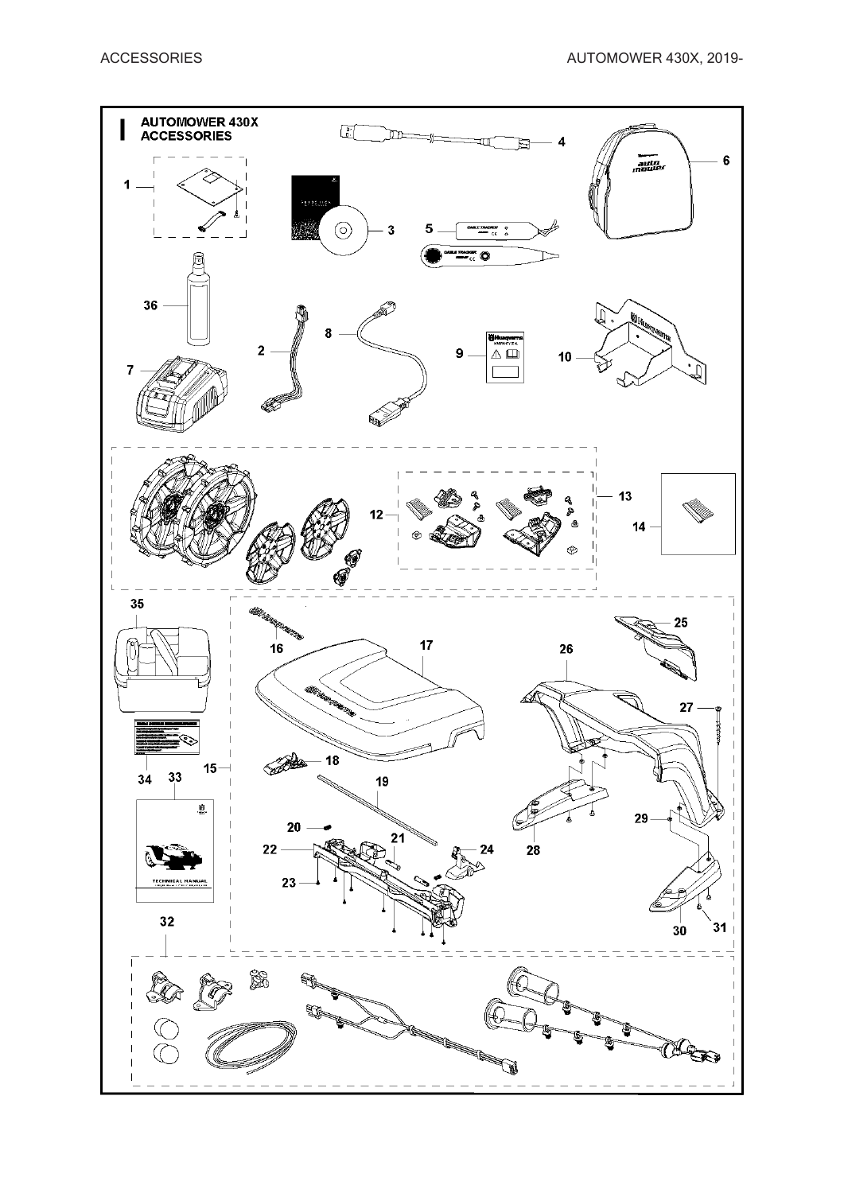# AUTOMOWER 430X ACCESSORIES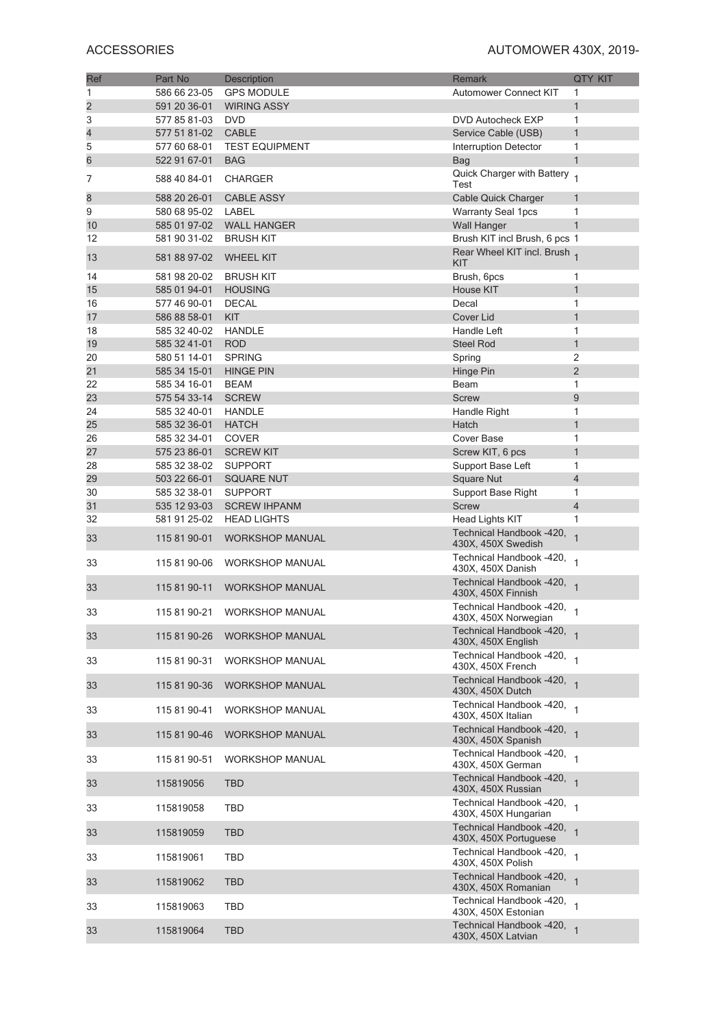ACCESSORIES

AUTOMOWER 430X, 2019-

| Ref | Part No | Description | Remark | QTY KIT |
|---|---|---|---|---|
| 1 | 586 66 23-05 | GPS MODULE | Automower Connect KIT | 1 |
| 2 | 591 20 36-01 | WIRING ASSY | | 1 |
| 3 | 577 85 81-03 | DVD | DVD Autocheck EXP | 1 |
| 4 | 577 51 81-02 | CABLE | Service Cable (USB) | 1 |
| 5 | 577 60 68-01 | TEST EQUIPMENT | Interruption Detector | 1 |
| 6 | 522 91 67-01 | BAG | Bag | 1 |
| 7 | 588 40 84-01 | CHARGER | Quick Charger with Battery Test | 1 |
| 8 | 588 20 26-01 | CABLE ASSY | Cable Quick Charger | 1 |
| 9 | 580 68 95-02 | LABEL | Warranty Seal 1pcs | 1 |
| 10 | 585 01 97-02 | WALL HANGER | Wall Hanger | 1 |
| 12 | 581 90 31-02 | BRUSH KIT | Brush KIT incl Brush, 6 pcs | 1 |
| 13 | 581 88 97-02 | WHEEL KIT | Rear Wheel KIT incl. Brush KIT | 1 |
| 14 | 581 98 20-02 | BRUSH KIT | Brush, 6pcs | 1 |
| 15 | 585 01 94-01 | HOUSING | House KIT | 1 |
| 16 | 577 46 90-01 | DECAL | Decal | 1 |
| 17 | 586 88 58-01 | KIT | Cover Lid | 1 |
| 18 | 585 32 40-02 | HANDLE | Handle Left | 1 |
| 19 | 585 32 41-01 | ROD | Steel Rod | 1 |
| 20 | 580 51 14-01 | SPRING | Spring | 2 |
| 21 | 585 34 15-01 | HINGE PIN | Hinge Pin | 2 |
| 22 | 585 34 16-01 | BEAM | Beam | 1 |
| 23 | 575 54 33-14 | SCREW | Screw | 9 |
| 24 | 585 32 40-01 | HANDLE | Handle Right | 1 |
| 25 | 585 32 36-01 | HATCH | Hatch | 1 |
| 26 | 585 32 34-01 | COVER | Cover Base | 1 |
| 27 | 575 23 86-01 | SCREW KIT | Screw KIT, 6 pcs | 1 |
| 28 | 585 32 38-02 | SUPPORT | Support Base Left | 1 |
| 29 | 503 22 66-01 | SQUARE NUT | Square Nut | 4 |
| 30 | 585 32 38-01 | SUPPORT | Support Base Right | 1 |
| 31 | 535 12 93-03 | SCREW IHPANM | Screw | 4 |
| 32 | 581 91 25-02 | HEAD LIGHTS | Head Lights KIT | 1 |
| 33 | 115 81 90-01 | WORKSHOP MANUAL | Technical Handbook -420, 430X, 450X Swedish | 1 |
| 33 | 115 81 90-06 | WORKSHOP MANUAL | Technical Handbook -420, 430X, 450X Danish | 1 |
| 33 | 115 81 90-11 | WORKSHOP MANUAL | Technical Handbook -420, 430X, 450X Finnish | 1 |
| 33 | 115 81 90-21 | WORKSHOP MANUAL | Technical Handbook -420, 430X, 450X Norwegian | 1 |
| 33 | 115 81 90-26 | WORKSHOP MANUAL | Technical Handbook -420, 430X, 450X English | 1 |
| 33 | 115 81 90-31 | WORKSHOP MANUAL | Technical Handbook -420, 430X, 450X French | 1 |
| 33 | 115 81 90-36 | WORKSHOP MANUAL | Technical Handbook -420, 430X, 450X Dutch | 1 |
| 33 | 115 81 90-41 | WORKSHOP MANUAL | Technical Handbook -420, 430X, 450X Italian | 1 |
| 33 | 115 81 90-46 | WORKSHOP MANUAL | Technical Handbook -420, 430X, 450X Spanish | 1 |
| 33 | 115 81 90-51 | WORKSHOP MANUAL | Technical Handbook -420, 430X, 450X German | 1 |
| 33 | 115819056 | TBD | Technical Handbook -420, 430X, 450X Russian | 1 |
| 33 | 115819058 | TBD | Technical Handbook -420, 430X, 450X Hungarian | 1 |
| 33 | 115819059 | TBD | Technical Handbook -420, 430X, 450X Portuguese | 1 |
| 33 | 115819061 | TBD | Technical Handbook -420, 430X, 450X Polish | 1 |
| 33 | 115819062 | TBD | Technical Handbook -420, 430X, 450X Romanian | 1 |
| 33 | 115819063 | TBD | Technical Handbook -420, 430X, 450X Estonian | 1 |
| 33 | 115819064 | TBD | Technical Handbook -420, 430X, 450X Latvian | 1 |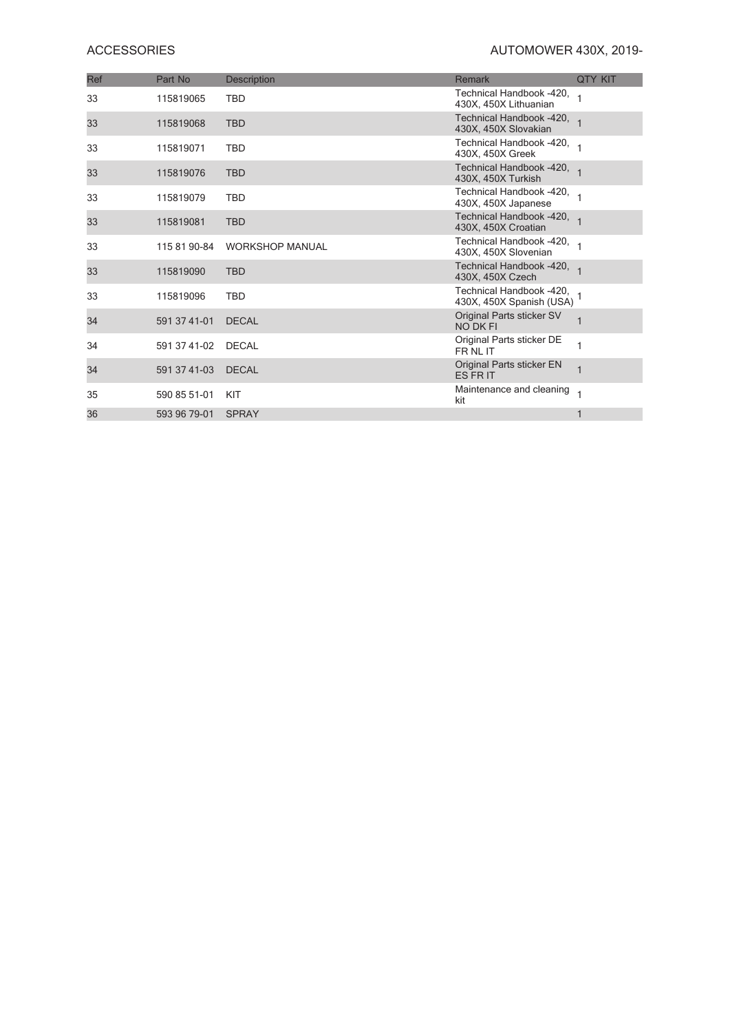| Ref | Part No | Description | Remark | QTY KIT |
|---|---|---|---|---|
| 33 | 115819065 | TBD | Technical Handbook -420, 430X, 450X Lithuanian | 1 |
| 33 | 115819068 | TBD | Technical Handbook -420, 430X, 450X Slovakian | 1 |
| 33 | 115819071 | TBD | Technical Handbook -420, 430X, 450X Greek | 1 |
| 33 | 115819076 | TBD | Technical Handbook -420, 430X, 450X Turkish | 1 |
| 33 | 115819079 | TBD | Technical Handbook -420, 430X, 450X Japanese | 1 |
| 33 | 115819081 | TBD | Technical Handbook -420, 430X, 450X Croatian | 1 |
| 33 | 115 81 90-84 | WORKSHOP MANUAL | Technical Handbook -420, 430X, 450X Slovenian | 1 |
| 33 | 115819090 | TBD | Technical Handbook -420, 430X, 450X Czech | 1 |
| 33 | 115819096 | TBD | Technical Handbook -420, 430X, 450X Spanish (USA) | 1 |
| 34 | 591 37 41-01 | DECAL | Original Parts sticker SV NO DK FI | 1 |
| 34 | 591 37 41-02 | DECAL | Original Parts sticker DE FR NL IT | 1 |
| 34 | 591 37 41-03 | DECAL | Original Parts sticker EN ES FR IT | 1 |
| 35 | 590 85 51-01 | KIT | Maintenance and cleaning kit | 1 |
| 36 | 593 96 79-01 | SPRAY | | 1 |